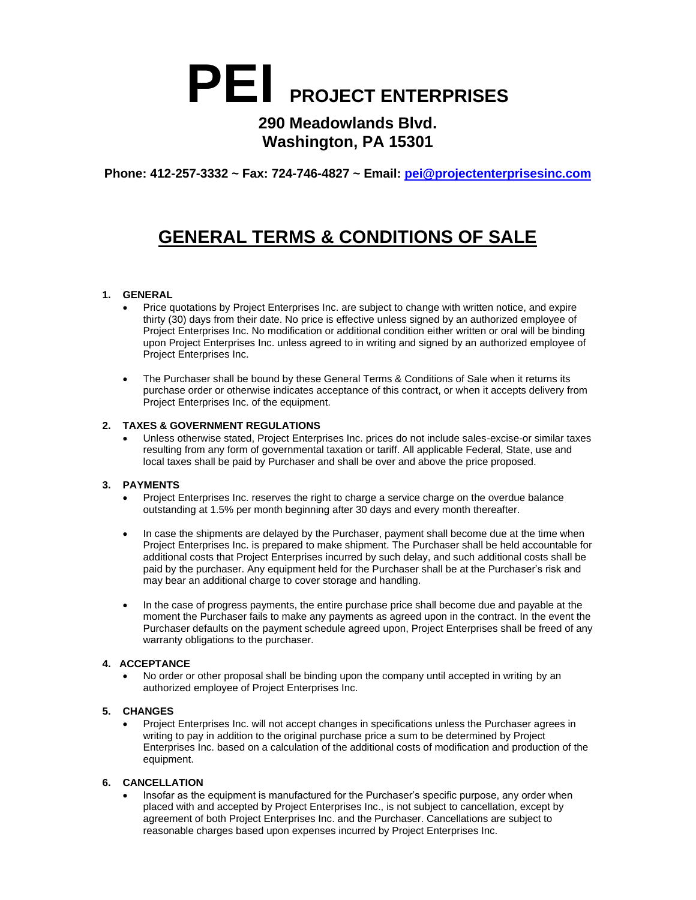# PEI PROJECT ENTERPRISES

**290 Meadowlands Blvd.**
**Washington, PA 15301**

**Phone: 412-257-3332 ~ Fax: 724-746-4827 ~ Email: pei@projectenterprisesinc.com**

## GENERAL TERMS & CONDITIONS OF SALE

### 1. GENERAL

- Price quotations by Project Enterprises Inc. are subject to change with written notice, and expire thirty (30) days from their date. No price is effective unless signed by an authorized employee of Project Enterprises Inc. No modification or additional condition either written or oral will be binding upon Project Enterprises Inc. unless agreed to in writing and signed by an authorized employee of Project Enterprises Inc.

- The Purchaser shall be bound by these General Terms & Conditions of Sale when it returns its purchase order or otherwise indicates acceptance of this contract, or when it accepts delivery from Project Enterprises Inc. of the equipment.

### 2. TAXES & GOVERNMENT REGULATIONS

- Unless otherwise stated, Project Enterprises Inc. prices do not include sales-excise-or similar taxes resulting from any form of governmental taxation or tariff. All applicable Federal, State, use and local taxes shall be paid by Purchaser and shall be over and above the price proposed.

### 3. PAYMENTS

- Project Enterprises Inc. reserves the right to charge a service charge on the overdue balance outstanding at 1.5% per month beginning after 30 days and every month thereafter.

- In case the shipments are delayed by the Purchaser, payment shall become due at the time when Project Enterprises Inc. is prepared to make shipment. The Purchaser shall be held accountable for additional costs that Project Enterprises incurred by such delay, and such additional costs shall be paid by the purchaser. Any equipment held for the Purchaser shall be at the Purchaser's risk and may bear an additional charge to cover storage and handling.

- In the case of progress payments, the entire purchase price shall become due and payable at the moment the Purchaser fails to make any payments as agreed upon in the contract. In the event the Purchaser defaults on the payment schedule agreed upon, Project Enterprises shall be freed of any warranty obligations to the purchaser.

### 4. ACCEPTANCE

- No order or other proposal shall be binding upon the company until accepted in writing by an authorized employee of Project Enterprises Inc.

### 5. CHANGES

- Project Enterprises Inc. will not accept changes in specifications unless the Purchaser agrees in writing to pay in addition to the original purchase price a sum to be determined by Project Enterprises Inc. based on a calculation of the additional costs of modification and production of the equipment.

### 6. CANCELLATION

- Insofar as the equipment is manufactured for the Purchaser's specific purpose, any order when placed with and accepted by Project Enterprises Inc., is not subject to cancellation, except by agreement of both Project Enterprises Inc. and the Purchaser. Cancellations are subject to reasonable charges based upon expenses incurred by Project Enterprises Inc.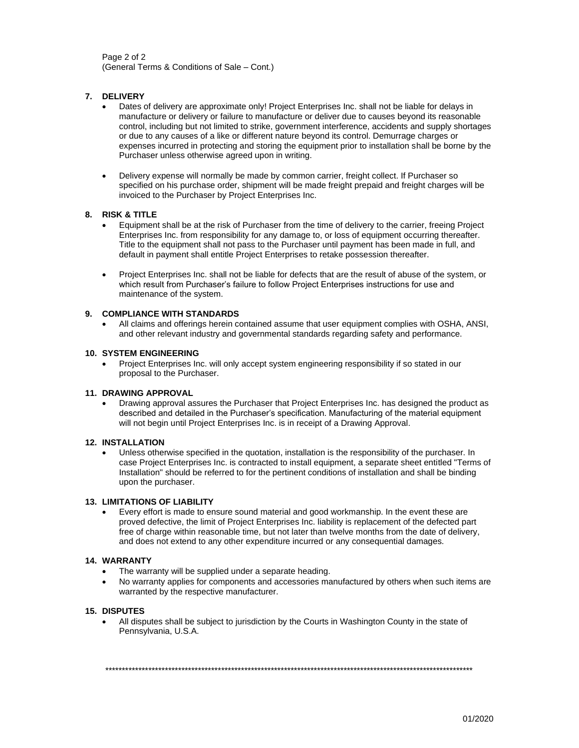(General Terms & Conditions of Sale – Cont.)

## 7. DELIVERY

- Dates of delivery are approximate only! Project Enterprises Inc. shall not be liable for delays in manufacture or delivery or failure to manufacture or deliver due to causes beyond its reasonable control, including but not limited to strike, government interference, accidents and supply shortages or due to any causes of a like or different nature beyond its control. Demurrage charges or expenses incurred in protecting and storing the equipment prior to installation shall be borne by the Purchaser unless otherwise agreed upon in writing.
- Delivery expense will normally be made by common carrier, freight collect. If Purchaser so specified on his purchase order, shipment will be made freight prepaid and freight charges will be invoiced to the Purchaser by Project Enterprises Inc.

## 8. RISK & TITLE

- Equipment shall be at the risk of Purchaser from the time of delivery to the carrier, freeing Project Enterprises Inc. from responsibility for any damage to, or loss of equipment occurring thereafter. Title to the equipment shall not pass to the Purchaser until payment has been made in full, and default in payment shall entitle Project Enterprises to retake possession thereafter.
- Project Enterprises Inc. shall not be liable for defects that are the result of abuse of the system, or which result from Purchaser's failure to follow Project Enterprises instructions for use and maintenance of the system.

## 9. COMPLIANCE WITH STANDARDS

- All claims and offerings herein contained assume that user equipment complies with OSHA, ANSI, and other relevant industry and governmental standards regarding safety and performance.

## 10. SYSTEM ENGINEERING

- Project Enterprises Inc. will only accept system engineering responsibility if so stated in our proposal to the Purchaser.

## 11. DRAWING APPROVAL

- Drawing approval assures the Purchaser that Project Enterprises Inc. has designed the product as described and detailed in the Purchaser's specification. Manufacturing of the material equipment will not begin until Project Enterprises Inc. is in receipt of a Drawing Approval.

## 12. INSTALLATION

- Unless otherwise specified in the quotation, installation is the responsibility of the purchaser. In case Project Enterprises Inc. is contracted to install equipment, a separate sheet entitled "Terms of Installation" should be referred to for the pertinent conditions of installation and shall be binding upon the purchaser.

## 13. LIMITATIONS OF LIABILITY

- Every effort is made to ensure sound material and good workmanship. In the event these are proved defective, the limit of Project Enterprises Inc. liability is replacement of the defected part free of charge within reasonable time, but not later than twelve months from the date of delivery, and does not extend to any other expenditure incurred or any consequential damages.

## 14. WARRANTY

- The warranty will be supplied under a separate heading.
- No warranty applies for components and accessories manufactured by others when such items are warranted by the respective manufacturer.

## 15. DISPUTES

- All disputes shall be subject to jurisdiction by the Courts in Washington County in the state of Pennsylvania, U.S.A.

**************************************************************************************************************

01/2020